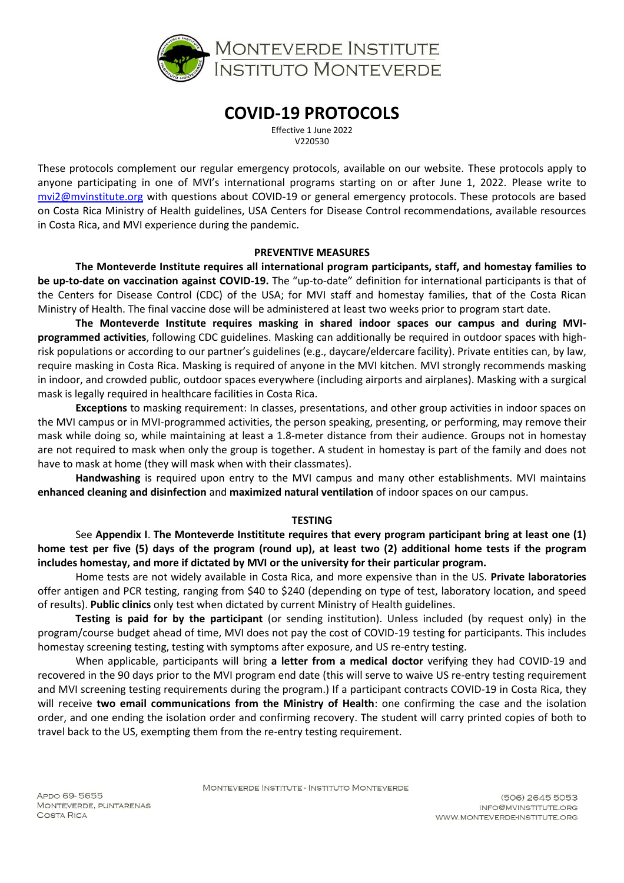# COVID-19 PROTOCOLS

Effective 1 June 2022
V220530

These protocols complement our regular emergency protocols, available on our website. These protocols apply to anyone participating in one of MVI's international programs starting on or after June 1, 2022. Please write to mvi2@mvinstitute.org with questions about COVID-19 or general emergency protocols. These protocols are based on Costa Rica Ministry of Health guidelines, USA Centers for Disease Control recommendations, available resources in Costa Rica, and MVI experience during the pandemic.

## PREVENTIVE MEASURES

**The Monteverde Institute requires all international program participants, staff, and homestay families to be up-to-date on vaccination against COVID-19.** The "up-to-date" definition for international participants is that of the Centers for Disease Control (CDC) of the USA; for MVI staff and homestay families, that of the Costa Rican Ministry of Health. The final vaccine dose will be administered at least two weeks prior to program start date.

**The Monteverde Institute requires masking in shared indoor spaces our campus and during MVI-programmed activities**, following CDC guidelines. Masking can additionally be required in outdoor spaces with high-risk populations or according to our partner's guidelines (e.g., daycare/eldercare facility). Private entities can, by law, require masking in Costa Rica. Masking is required of anyone in the MVI kitchen. MVI strongly recommends masking in indoor, and crowded public, outdoor spaces everywhere (including airports and airplanes). Masking with a surgical mask is legally required in healthcare facilities in Costa Rica.

**Exceptions** to masking requirement: In classes, presentations, and other group activities in indoor spaces on the MVI campus or in MVI-programmed activities, the person speaking, presenting, or performing, may remove their mask while doing so, while maintaining at least a 1.8-meter distance from their audience. Groups not in homestay are not required to mask when only the group is together. A student in homestay is part of the family and does not have to mask at home (they will mask when with their classmates).

**Handwashing** is required upon entry to the MVI campus and many other establishments. MVI maintains **enhanced cleaning and disinfection** and **maximized natural ventilation** of indoor spaces on our campus.

## TESTING

See **Appendix I**. **The Monteverde Instititute requires that every program participant bring at least one (1) home test per five (5) days of the program (round up), at least two (2) additional home tests if the program includes homestay, and more if dictated by MVI or the university for their particular program.**

Home tests are not widely available in Costa Rica, and more expensive than in the US. **Private laboratories** offer antigen and PCR testing, ranging from $40 to $240 (depending on type of test, laboratory location, and speed of results). **Public clinics** only test when dictated by current Ministry of Health guidelines.

**Testing is paid for by the participant** (or sending institution). Unless included (by request only) in the program/course budget ahead of time, MVI does not pay the cost of COVID-19 testing for participants. This includes homestay screening testing, testing with symptoms after exposure, and US re-entry testing.

When applicable, participants will bring **a letter from a medical doctor** verifying they had COVID-19 and recovered in the 90 days prior to the MVI program end date (this will serve to waive US re-entry testing requirement and MVI screening testing requirements during the program.) If a participant contracts COVID-19 in Costa Rica, they will receive **two email communications from the Ministry of Health**: one confirming the case and the isolation order, and one ending the isolation order and confirming recovery. The student will carry printed copies of both to travel back to the US, exempting them from the re-entry testing requirement.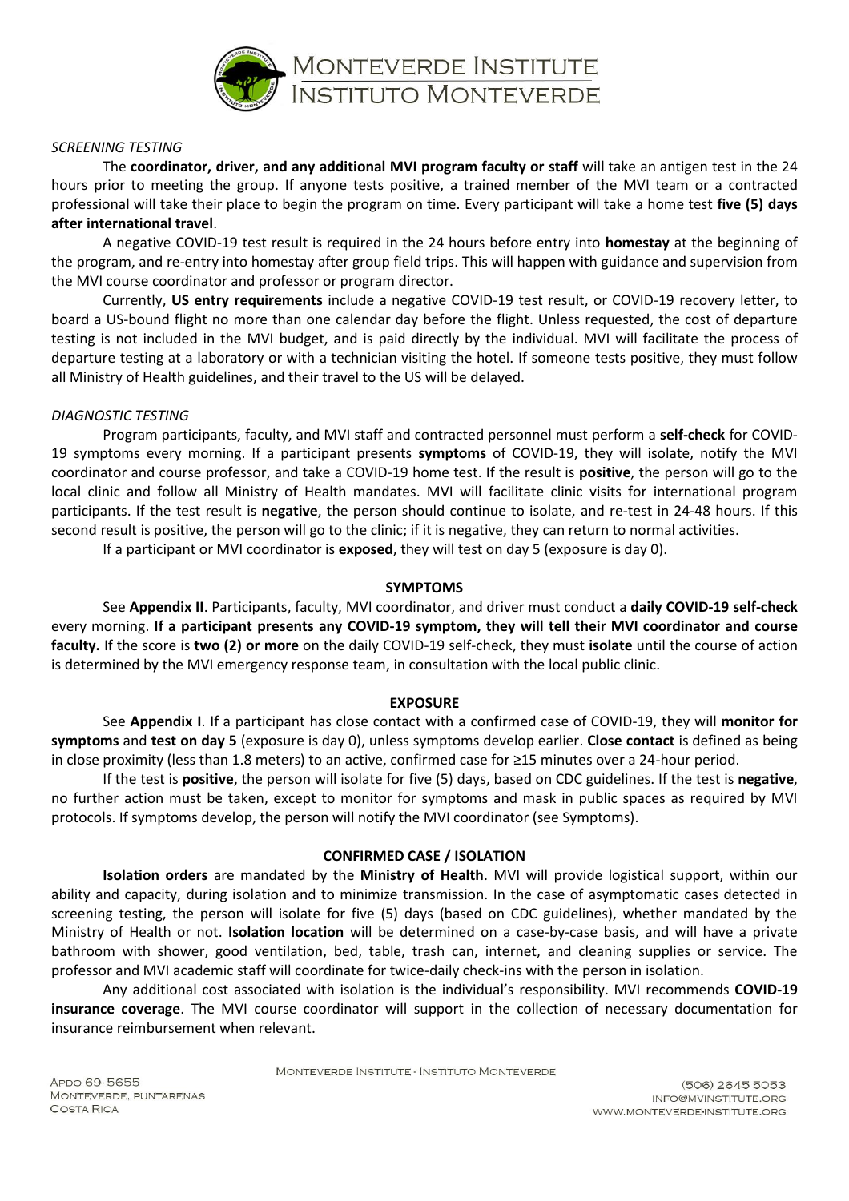*SCREENING TESTING*

The **coordinator, driver, and any additional MVI program faculty or staff** will take an antigen test in the 24 hours prior to meeting the group. If anyone tests positive, a trained member of the MVI team or a contracted professional will take their place to begin the program on time. Every participant will take a home test **five (5) days after international travel**.

A negative COVID-19 test result is required in the 24 hours before entry into **homestay** at the beginning of the program, and re-entry into homestay after group field trips. This will happen with guidance and supervision from the MVI course coordinator and professor or program director.

Currently, **US entry requirements** include a negative COVID-19 test result, or COVID-19 recovery letter, to board a US-bound flight no more than one calendar day before the flight. Unless requested, the cost of departure testing is not included in the MVI budget, and is paid directly by the individual. MVI will facilitate the process of departure testing at a laboratory or with a technician visiting the hotel. If someone tests positive, they must follow all Ministry of Health guidelines, and their travel to the US will be delayed.

*DIAGNOSTIC TESTING*

Program participants, faculty, and MVI staff and contracted personnel must perform a **self-check** for COVID-19 symptoms every morning. If a participant presents **symptoms** of COVID-19, they will isolate, notify the MVI coordinator and course professor, and take a COVID-19 home test. If the result is **positive**, the person will go to the local clinic and follow all Ministry of Health mandates. MVI will facilitate clinic visits for international program participants. If the test result is **negative**, the person should continue to isolate, and re-test in 24-48 hours. If this second result is positive, the person will go to the clinic; if it is negative, they can return to normal activities.

If a participant or MVI coordinator is **exposed**, they will test on day 5 (exposure is day 0).

## SYMPTOMS

See **Appendix II**. Participants, faculty, MVI coordinator, and driver must conduct a **daily COVID-19 self-check** every morning. **If a participant presents any COVID-19 symptom, they will tell their MVI coordinator and course faculty.** If the score is **two (2) or more** on the daily COVID-19 self-check, they must **isolate** until the course of action is determined by the MVI emergency response team, in consultation with the local public clinic.

## EXPOSURE

See **Appendix I**. If a participant has close contact with a confirmed case of COVID-19, they will **monitor for symptoms** and **test on day 5** (exposure is day 0), unless symptoms develop earlier. **Close contact** is defined as being in close proximity (less than 1.8 meters) to an active, confirmed case for ≥15 minutes over a 24-hour period.

If the test is **positive**, the person will isolate for five (5) days, based on CDC guidelines. If the test is **negative**, no further action must be taken, except to monitor for symptoms and mask in public spaces as required by MVI protocols. If symptoms develop, the person will notify the MVI coordinator (see Symptoms).

## CONFIRMED CASE / ISOLATION

**Isolation orders** are mandated by the **Ministry of Health**. MVI will provide logistical support, within our ability and capacity, during isolation and to minimize transmission. In the case of asymptomatic cases detected in screening testing, the person will isolate for five (5) days (based on CDC guidelines), whether mandated by the Ministry of Health or not. **Isolation location** will be determined on a case-by-case basis, and will have a private bathroom with shower, good ventilation, bed, table, trash can, internet, and cleaning supplies or service. The professor and MVI academic staff will coordinate for twice-daily check-ins with the person in isolation.

Any additional cost associated with isolation is the individual's responsibility. MVI recommends **COVID-19 insurance coverage**. The MVI course coordinator will support in the collection of necessary documentation for insurance reimbursement when relevant.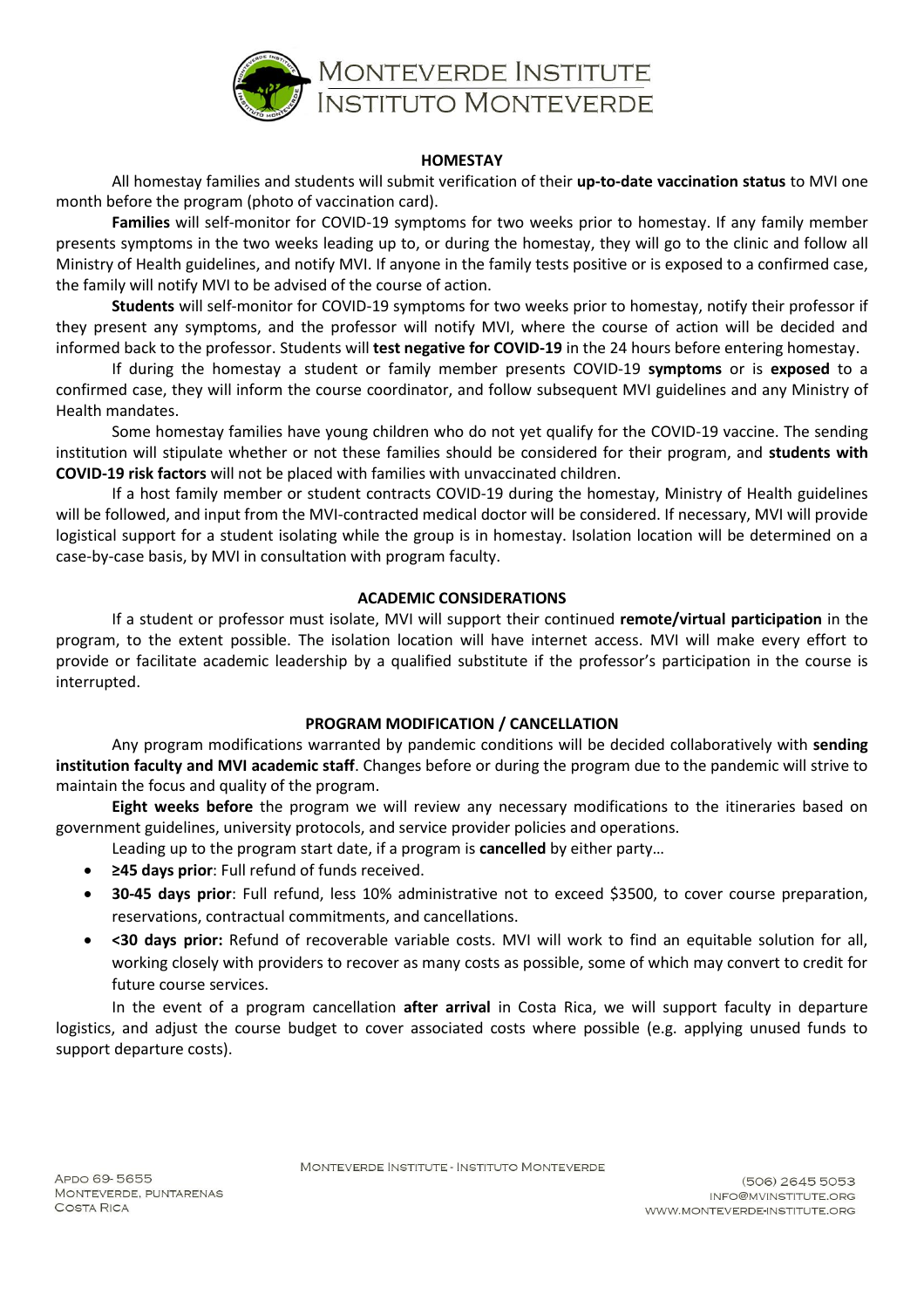## HOMESTAY

All homestay families and students will submit verification of their **up-to-date vaccination status** to MVI one month before the program (photo of vaccination card).

**Families** will self-monitor for COVID-19 symptoms for two weeks prior to homestay. If any family member presents symptoms in the two weeks leading up to, or during the homestay, they will go to the clinic and follow all Ministry of Health guidelines, and notify MVI. If anyone in the family tests positive or is exposed to a confirmed case, the family will notify MVI to be advised of the course of action.

**Students** will self-monitor for COVID-19 symptoms for two weeks prior to homestay, notify their professor if they present any symptoms, and the professor will notify MVI, where the course of action will be decided and informed back to the professor. Students will **test negative for COVID-19** in the 24 hours before entering homestay.

If during the homestay a student or family member presents COVID-19 **symptoms** or is **exposed** to a confirmed case, they will inform the course coordinator, and follow subsequent MVI guidelines and any Ministry of Health mandates.

Some homestay families have young children who do not yet qualify for the COVID-19 vaccine. The sending institution will stipulate whether or not these families should be considered for their program, and **students with COVID-19 risk factors** will not be placed with families with unvaccinated children.

If a host family member or student contracts COVID-19 during the homestay, Ministry of Health guidelines will be followed, and input from the MVI-contracted medical doctor will be considered. If necessary, MVI will provide logistical support for a student isolating while the group is in homestay. Isolation location will be determined on a case-by-case basis, by MVI in consultation with program faculty.

## ACADEMIC CONSIDERATIONS

If a student or professor must isolate, MVI will support their continued **remote/virtual participation** in the program, to the extent possible. The isolation location will have internet access. MVI will make every effort to provide or facilitate academic leadership by a qualified substitute if the professor's participation in the course is interrupted.

## PROGRAM MODIFICATION / CANCELLATION

Any program modifications warranted by pandemic conditions will be decided collaboratively with **sending institution faculty and MVI academic staff**. Changes before or during the program due to the pandemic will strive to maintain the focus and quality of the program.

**Eight weeks before** the program we will review any necessary modifications to the itineraries based on government guidelines, university protocols, and service provider policies and operations.

Leading up to the program start date, if a program is **cancelled** by either party…

- **≥45 days prior**: Full refund of funds received.
- **30-45 days prior**: Full refund, less 10% administrative not to exceed $3500, to cover course preparation, reservations, contractual commitments, and cancellations.
- **<30 days prior:** Refund of recoverable variable costs. MVI will work to find an equitable solution for all, working closely with providers to recover as many costs as possible, some of which may convert to credit for future course services.

In the event of a program cancellation **after arrival** in Costa Rica, we will support faculty in departure logistics, and adjust the course budget to cover associated costs where possible (e.g. applying unused funds to support departure costs).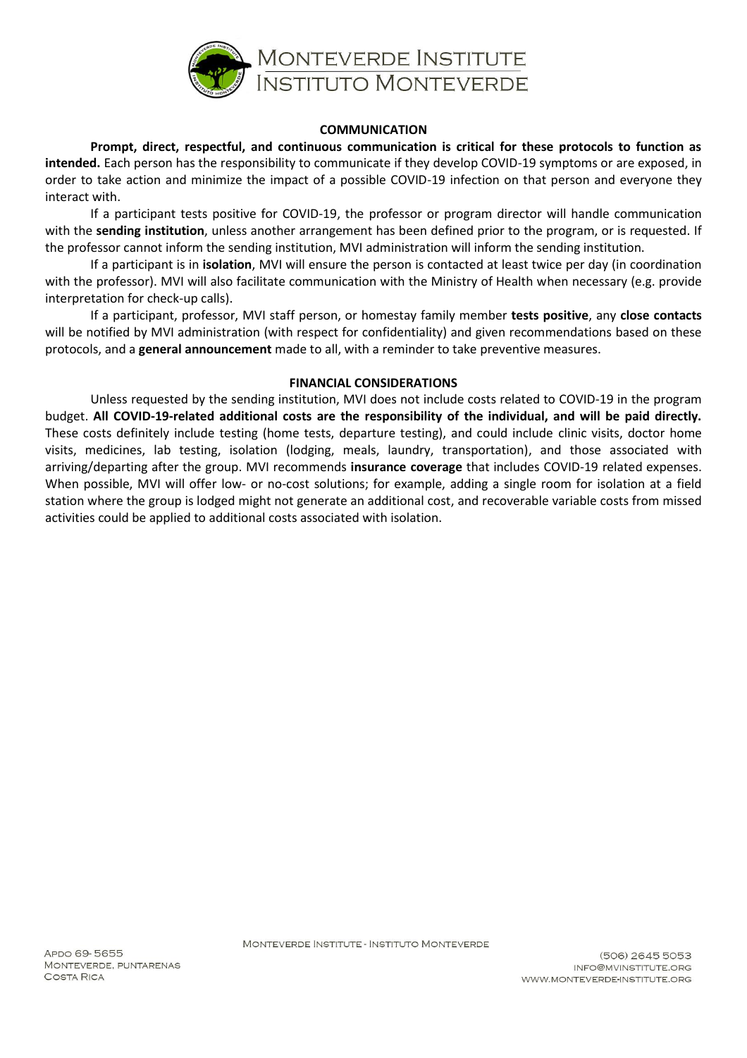## COMMUNICATION

**Prompt, direct, respectful, and continuous communication is critical for these protocols to function as intended.** Each person has the responsibility to communicate if they develop COVID-19 symptoms or are exposed, in order to take action and minimize the impact of a possible COVID-19 infection on that person and everyone they interact with.

If a participant tests positive for COVID-19, the professor or program director will handle communication with the **sending institution**, unless another arrangement has been defined prior to the program, or is requested. If the professor cannot inform the sending institution, MVI administration will inform the sending institution.

If a participant is in **isolation**, MVI will ensure the person is contacted at least twice per day (in coordination with the professor). MVI will also facilitate communication with the Ministry of Health when necessary (e.g. provide interpretation for check-up calls).

If a participant, professor, MVI staff person, or homestay family member **tests positive**, any **close contacts** will be notified by MVI administration (with respect for confidentiality) and given recommendations based on these protocols, and a **general announcement** made to all, with a reminder to take preventive measures.

## FINANCIAL CONSIDERATIONS

Unless requested by the sending institution, MVI does not include costs related to COVID-19 in the program budget. **All COVID-19-related additional costs are the responsibility of the individual, and will be paid directly.** These costs definitely include testing (home tests, departure testing), and could include clinic visits, doctor home visits, medicines, lab testing, isolation (lodging, meals, laundry, transportation), and those associated with arriving/departing after the group. MVI recommends **insurance coverage** that includes COVID-19 related expenses. When possible, MVI will offer low- or no-cost solutions; for example, adding a single room for isolation at a field station where the group is lodged might not generate an additional cost, and recoverable variable costs from missed activities could be applied to additional costs associated with isolation.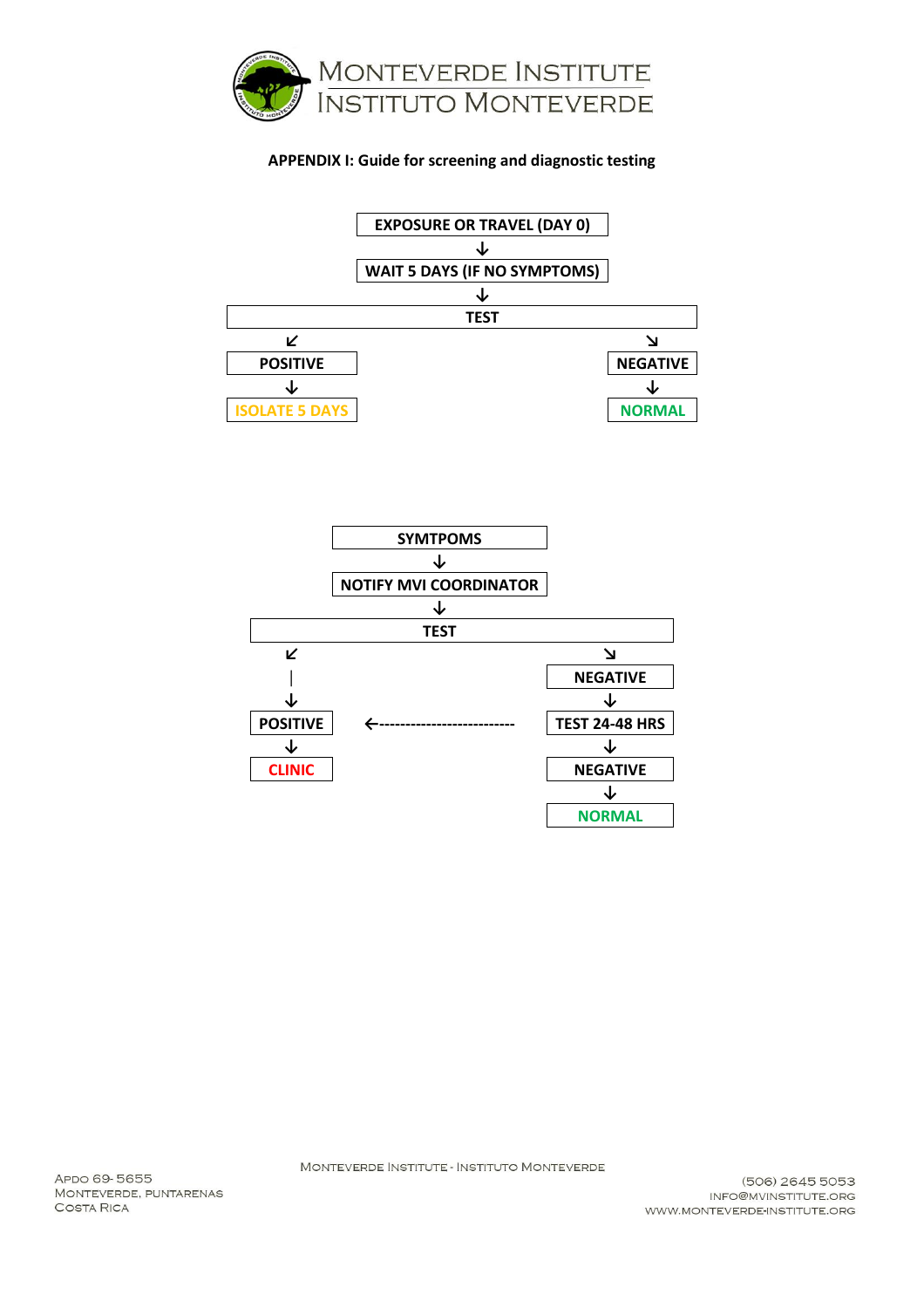**APPENDIX I: Guide for screening and diagnostic testing**

EXPOSURE OR TRAVEL (DAY 0)

↓

WAIT 5 DAYS (IF NO SYMPTOMS)

↓

TEST

↙ POSITIVE → ISOLATE 5 DAYS

↘ NEGATIVE → NORMAL

---

SYMTPOMS

↓

NOTIFY MVI COORDINATOR

↓

TEST

↙ POSITIVE → CLINIC

↘ NEGATIVE → TEST 24-48 HRS (if positive ← POSITIVE) → NEGATIVE → NORMAL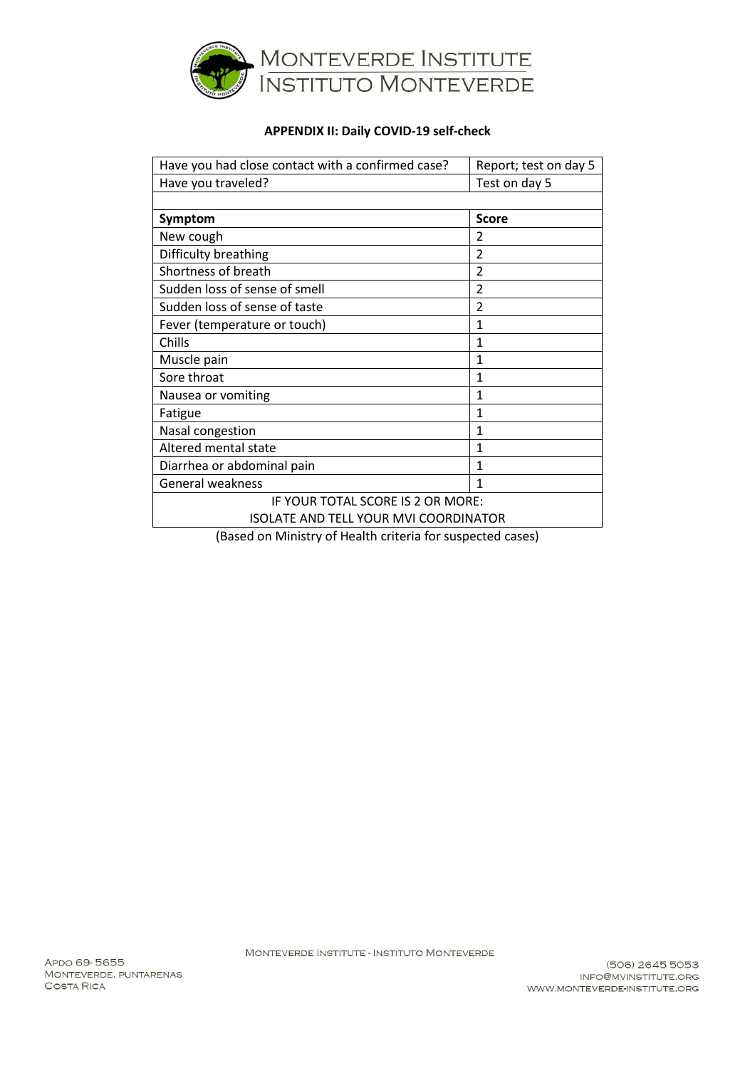**APPENDIX II: Daily COVID-19 self-check**

| Have you had close contact with a confirmed case? | Report; test on day 5 |
|---|---|
| Have you traveled? | Test on day 5 |
| | |
| **Symptom** | **Score** |
| New cough | 2 |
| Difficulty breathing | 2 |
| Shortness of breath | 2 |
| Sudden loss of sense of smell | 2 |
| Sudden loss of sense of taste | 2 |
| Fever (temperature or touch) | 1 |
| Chills | 1 |
| Muscle pain | 1 |
| Sore throat | 1 |
| Nausea or vomiting | 1 |
| Fatigue | 1 |
| Nasal congestion | 1 |
| Altered mental state | 1 |
| Diarrhea or abdominal pain | 1 |
| General weakness | 1 |
| IF YOUR TOTAL SCORE IS 2 OR MORE: ISOLATE AND TELL YOUR MVI COORDINATOR | |

(Based on Ministry of Health criteria for suspected cases)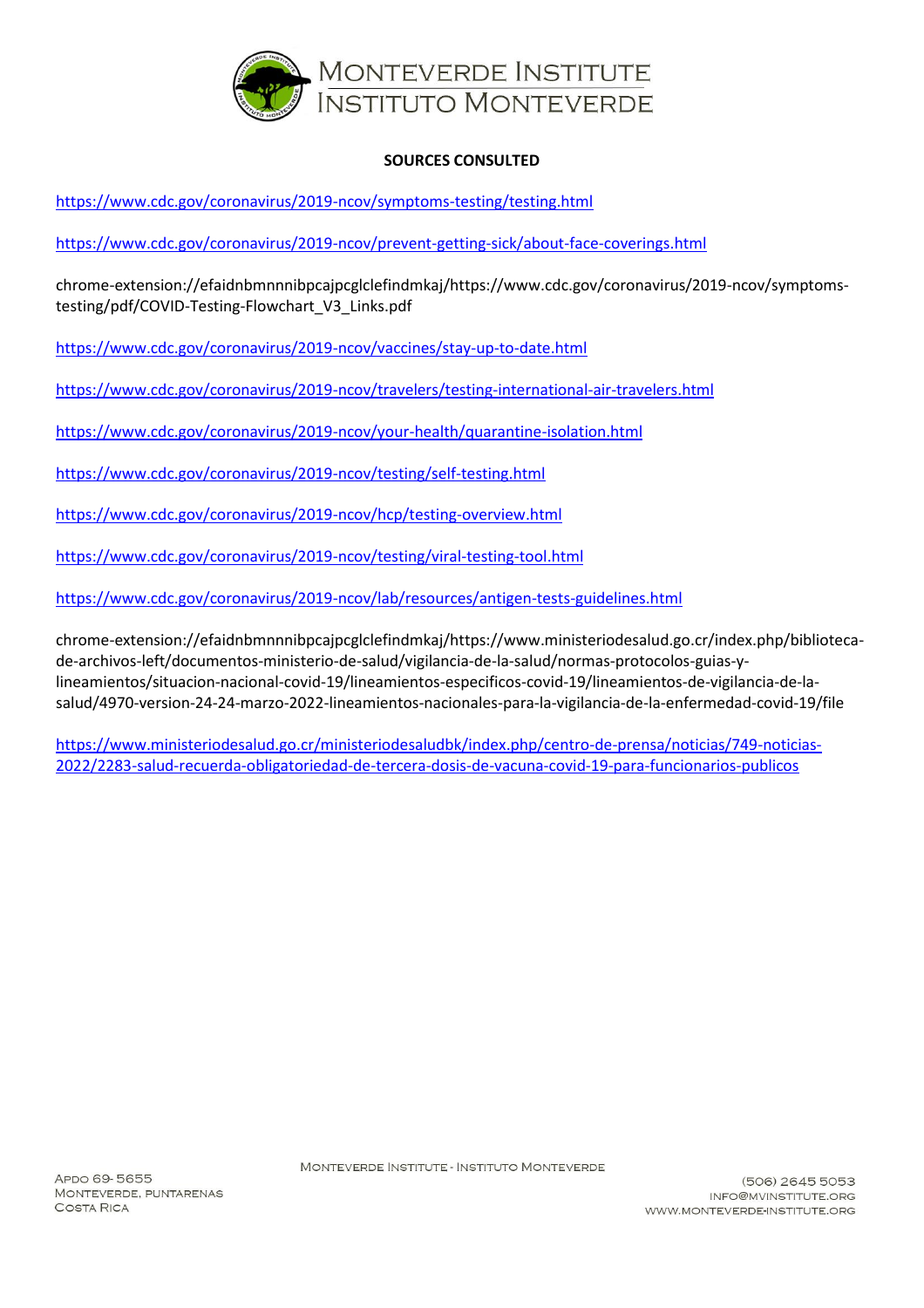**SOURCES CONSULTED**

https://www.cdc.gov/coronavirus/2019-ncov/symptoms-testing/testing.html

https://www.cdc.gov/coronavirus/2019-ncov/prevent-getting-sick/about-face-coverings.html

chrome-extension://efaidnbmnnnibpcajpcglclefindmkaj/https://www.cdc.gov/coronavirus/2019-ncov/symptoms-testing/pdf/COVID-Testing-Flowchart_V3_Links.pdf

https://www.cdc.gov/coronavirus/2019-ncov/vaccines/stay-up-to-date.html

https://www.cdc.gov/coronavirus/2019-ncov/travelers/testing-international-air-travelers.html

https://www.cdc.gov/coronavirus/2019-ncov/your-health/quarantine-isolation.html

https://www.cdc.gov/coronavirus/2019-ncov/testing/self-testing.html

https://www.cdc.gov/coronavirus/2019-ncov/hcp/testing-overview.html

https://www.cdc.gov/coronavirus/2019-ncov/testing/viral-testing-tool.html

https://www.cdc.gov/coronavirus/2019-ncov/lab/resources/antigen-tests-guidelines.html

chrome-extension://efaidnbmnnnibpcajpcglclefindmkaj/https://www.ministeriodesalud.go.cr/index.php/biblioteca-de-archivos-left/documentos-ministerio-de-salud/vigilancia-de-la-salud/normas-protocolos-guias-y-lineamientos/situacion-nacional-covid-19/lineamientos-especificos-covid-19/lineamientos-de-vigilancia-de-la-salud/4970-version-24-24-marzo-2022-lineamientos-nacionales-para-la-vigilancia-de-la-enfermedad-covid-19/file

https://www.ministeriodesalud.go.cr/ministeriodesaludbk/index.php/centro-de-prensa/noticias/749-noticias-2022/2283-salud-recuerda-obligatoriedad-de-tercera-dosis-de-vacuna-covid-19-para-funcionarios-publicos